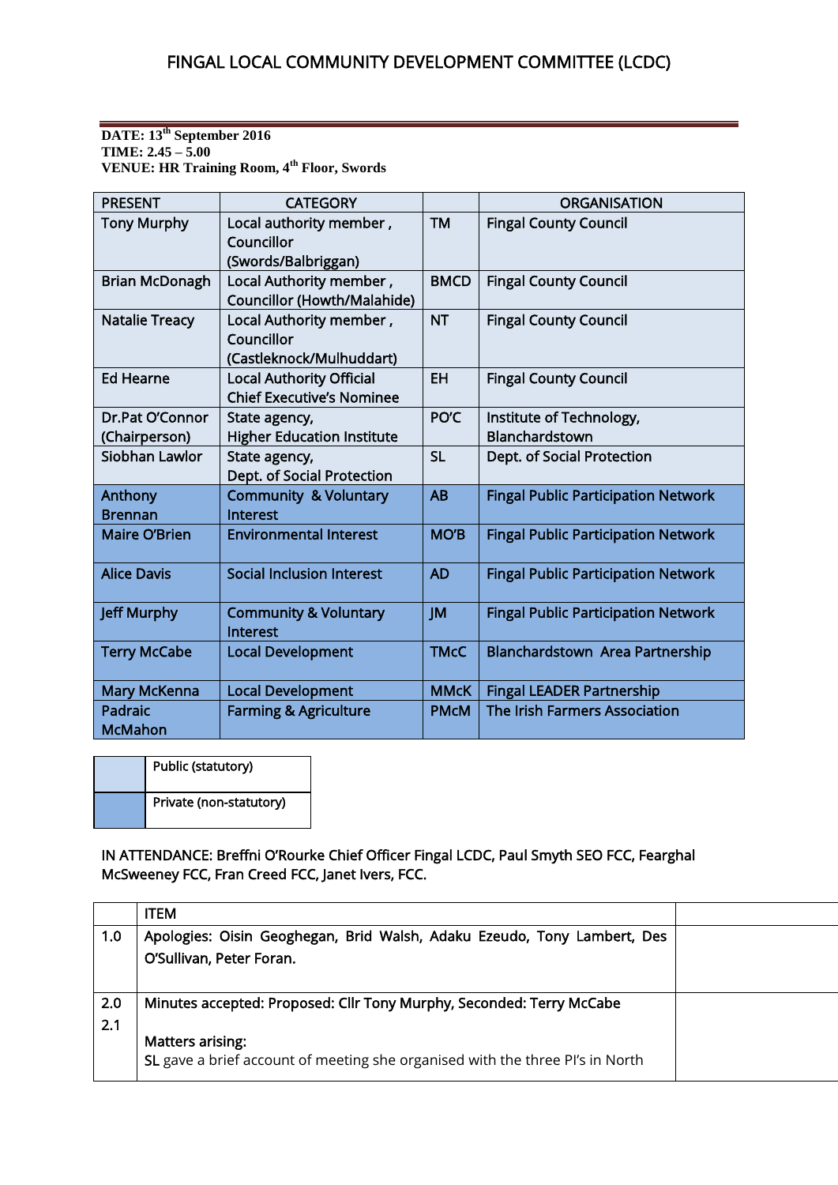# FINGAL LOCAL COMMUNITY DEVELOPMENT COMMITTEE (LCDC)

**DATE: 13th September 2016**
**TIME: 2.45 – 5.00**
**VENUE: HR Training Room, 4th Floor, Swords**

| PRESENT | CATEGORY | | ORGANISATION |
|---|---|---|---|
| Tony Murphy | Local authority member , Councillor (Swords/Balbriggan) | TM | Fingal County Council |
| Brian McDonagh | Local Authority member , Councillor (Howth/Malahide) | BMCD | Fingal County Council |
| Natalie Treacy | Local Authority member , Councillor (Castleknock/Mulhuddart) | NT | Fingal County Council |
| Ed Hearne | Local Authority Official Chief Executive's Nominee | EH | Fingal County Council |
| Dr.Pat O'Connor (Chairperson) | State agency, Higher Education Institute | PO'C | Institute of Technology, Blanchardstown |
| Siobhan Lawlor | State agency, Dept. of Social Protection | SL | Dept. of Social Protection |
| Anthony Brennan | Community & Voluntary Interest | AB | Fingal Public Participation Network |
| Maire O'Brien | Environmental Interest | MO'B | Fingal Public Participation Network |
| Alice Davis | Social Inclusion Interest | AD | Fingal Public Participation Network |
| Jeff Murphy | Community & Voluntary Interest | JM | Fingal Public Participation Network |
| Terry McCabe | Local Development | TMcC | Blanchardstown Area Partnership |
| Mary McKenna | Local Development | MMcK | Fingal LEADER Partnership |
| Padraic McMahon | Farming & Agriculture | PMcM | The Irish Farmers Association |

| | |
|---|---|
| | Public (statutory) |
| | Private (non-statutory) |

IN ATTENDANCE: Breffni O'Rourke Chief Officer Fingal LCDC, Paul Smyth SEO FCC, Fearghal McSweeney FCC, Fran Creed FCC, Janet Ivers, FCC.

| | ITEM | |
|---|---|---|
| 1.0 | Apologies: Oisin Geoghegan, Brid Walsh, Adaku Ezeudo, Tony Lambert, Des O'Sullivan, Peter Foran. | |
| 2.0<br>2.1 | Minutes accepted: Proposed: Cllr Tony Murphy, Seconded: Terry McCabe<br><br>Matters arising:<br>SL gave a brief account of meeting she organised with the three PI's in North | |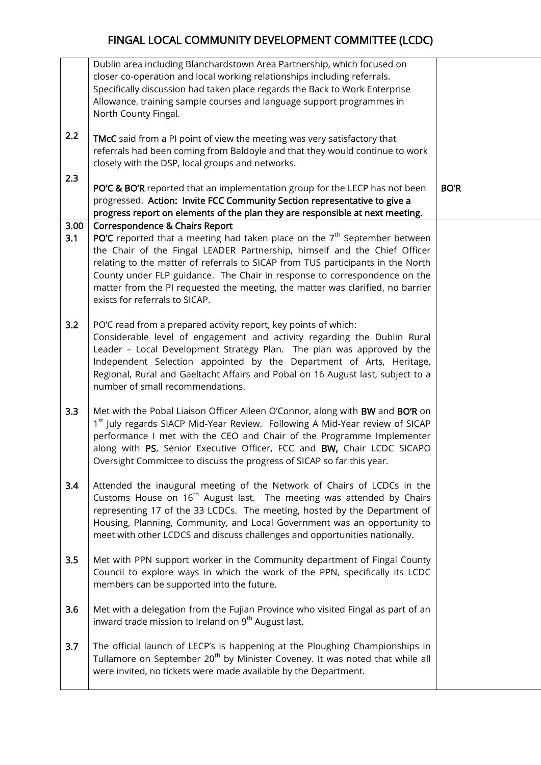# FINGAL LOCAL COMMUNITY DEVELOPMENT COMMITTEE (LCDC)

| | | |
|---|---|---|
| | Dublin area including Blanchardstown Area Partnership, which focused on closer co-operation and local working relationships including referrals. Specifically discussion had taken place regards the Back to Work Enterprise Allowance, training sample courses and language support programmes in North County Fingal. | |
| 2.2 | **TMcC** said from a PI point of view the meeting was very satisfactory that referrals had been coming from Baldoyle and that they would continue to work closely with the DSP, local groups and networks. | |
| 2.3 | **PO'C & BO'R** reported that an implementation group for the LECP has not been progressed. **Action: Invite FCC Community Section representative to give a progress report on elements of the plan they are responsible at next meeting.** | **BO'R** |
| **3.00** | **Correspondence & Chairs Report** | |
| **3.1** | **PO'C** reported that a meeting had taken place on the 7th September between the Chair of the Fingal LEADER Partnership, himself and the Chief Officer relating to the matter of referrals to SICAP from TUS participants in the North County under FLP guidance. The Chair in response to correspondence on the matter from the PI requested the meeting, the matter was clarified, no barrier exists for referrals to SICAP. | |
| **3.2** | PO'C read from a prepared activity report, key points of which: Considerable level of engagement and activity regarding the Dublin Rural Leader – Local Development Strategy Plan. The plan was approved by the Independent Selection appointed by the Department of Arts, Heritage, Regional, Rural and Gaeltacht Affairs and Pobal on 16 August last, subject to a number of small recommendations. | |
| **3.3** | Met with the Pobal Liaison Officer Aileen O'Connor, along with **BW** and **BO'R** on 1st July regards SIACP Mid-Year Review. Following A Mid-Year review of SICAP performance I met with the CEO and Chair of the Programme Implementer along with **PS**, Senior Executive Officer, FCC and **BW,** Chair LCDC SICAPO Oversight Committee to discuss the progress of SICAP so far this year. | |
| **3.4** | Attended the inaugural meeting of the Network of Chairs of LCDCs in the Customs House on 16th August last. The meeting was attended by Chairs representing 17 of the 33 LCDCs. The meeting, hosted by the Department of Housing, Planning, Community, and Local Government was an opportunity to meet with other LCDCS and discuss challenges and opportunities nationally. | |
| **3.5** | Met with PPN support worker in the Community department of Fingal County Council to explore ways in which the work of the PPN, specifically its LCDC members can be supported into the future. | |
| **3.6** | Met with a delegation from the Fujian Province who visited Fingal as part of an inward trade mission to Ireland on 9th August last. | |
| **3.7** | The official launch of LECP's is happening at the Ploughing Championships in Tullamore on September 20th by Minister Coveney. It was noted that while all were invited, no tickets were made available by the Department. | |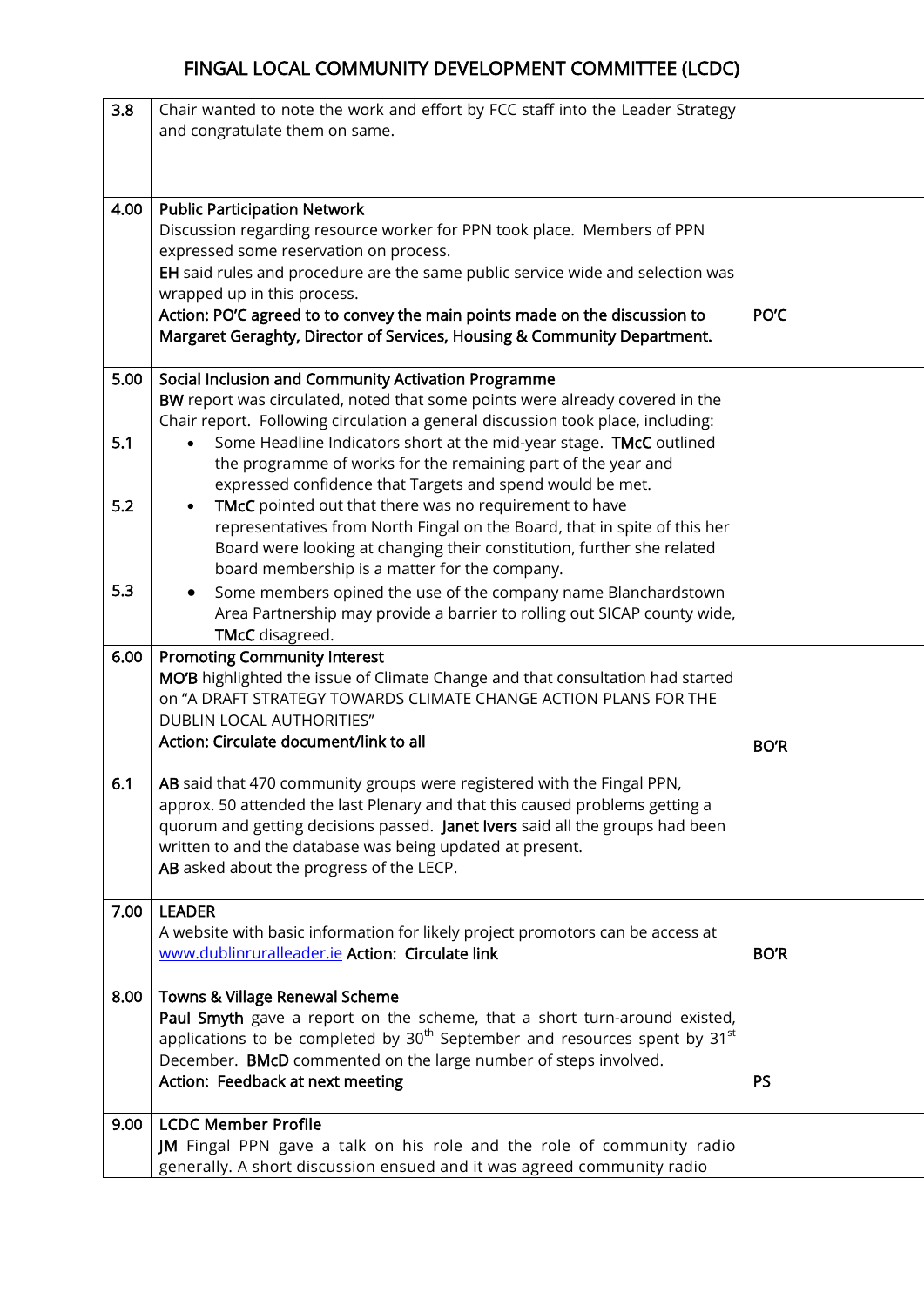# FINGAL LOCAL COMMUNITY DEVELOPMENT COMMITTEE (LCDC)

| | | |
|---|---|---|
| 3.8 | Chair wanted to note the work and effort by FCC staff into the Leader Strategy and congratulate them on same. | |
| 4.00 | **Public Participation Network**<br>Discussion regarding resource worker for PPN took place. Members of PPN expressed some reservation on process.<br>**EH** said rules and procedure are the same public service wide and selection was wrapped up in this process.<br>**Action: PO'C agreed to to convey the main points made on the discussion to Margaret Geraghty, Director of Services, Housing & Community Department.** | **PO'C** |
| 5.00<br><br>5.1<br><br>5.2<br><br>5.3 | **Social Inclusion and Community Activation Programme**<br>**BW** report was circulated, noted that some points were already covered in the Chair report. Following circulation a general discussion took place, including:<br>• Some Headline Indicators short at the mid-year stage. **TMcC** outlined the programme of works for the remaining part of the year and expressed confidence that Targets and spend would be met.<br>• **TMcC** pointed out that there was no requirement to have representatives from North Fingal on the Board, that in spite of this her Board were looking at changing their constitution, further she related board membership is a matter for the company.<br>• Some members opined the use of the company name Blanchardstown Area Partnership may provide a barrier to rolling out SICAP county wide, **TMcC** disagreed. | |
| 6.00<br><br><br><br>6.1 | **Promoting Community Interest**<br>**MO'B** highlighted the issue of Climate Change and that consultation had started on "A DRAFT STRATEGY TOWARDS CLIMATE CHANGE ACTION PLANS FOR THE DUBLIN LOCAL AUTHORITIES"<br>**Action: Circulate document/link to all**<br><br>**AB** said that 470 community groups were registered with the Fingal PPN, approx. 50 attended the last Plenary and that this caused problems getting a quorum and getting decisions passed. **Janet Ivers** said all the groups had been written to and the database was being updated at present.<br>**AB** asked about the progress of the LECP. | **BO'R** |
| 7.00 | **LEADER**<br>A website with basic information for likely project promotors can be access at [www.dublinruralleader.ie](http://www.dublinruralleader.ie) **Action: Circulate link** | **BO'R** |
| 8.00 | **Towns & Village Renewal Scheme**<br>**Paul Smyth** gave a report on the scheme, that a short turn-around existed, applications to be completed by 30th September and resources spent by 31st December. **BMcD** commented on the large number of steps involved.<br>**Action: Feedback at next meeting** | **PS** |
| 9.00 | **LCDC Member Profile**<br>**JM** Fingal PPN gave a talk on his role and the role of community radio generally. A short discussion ensued and it was agreed community radio | |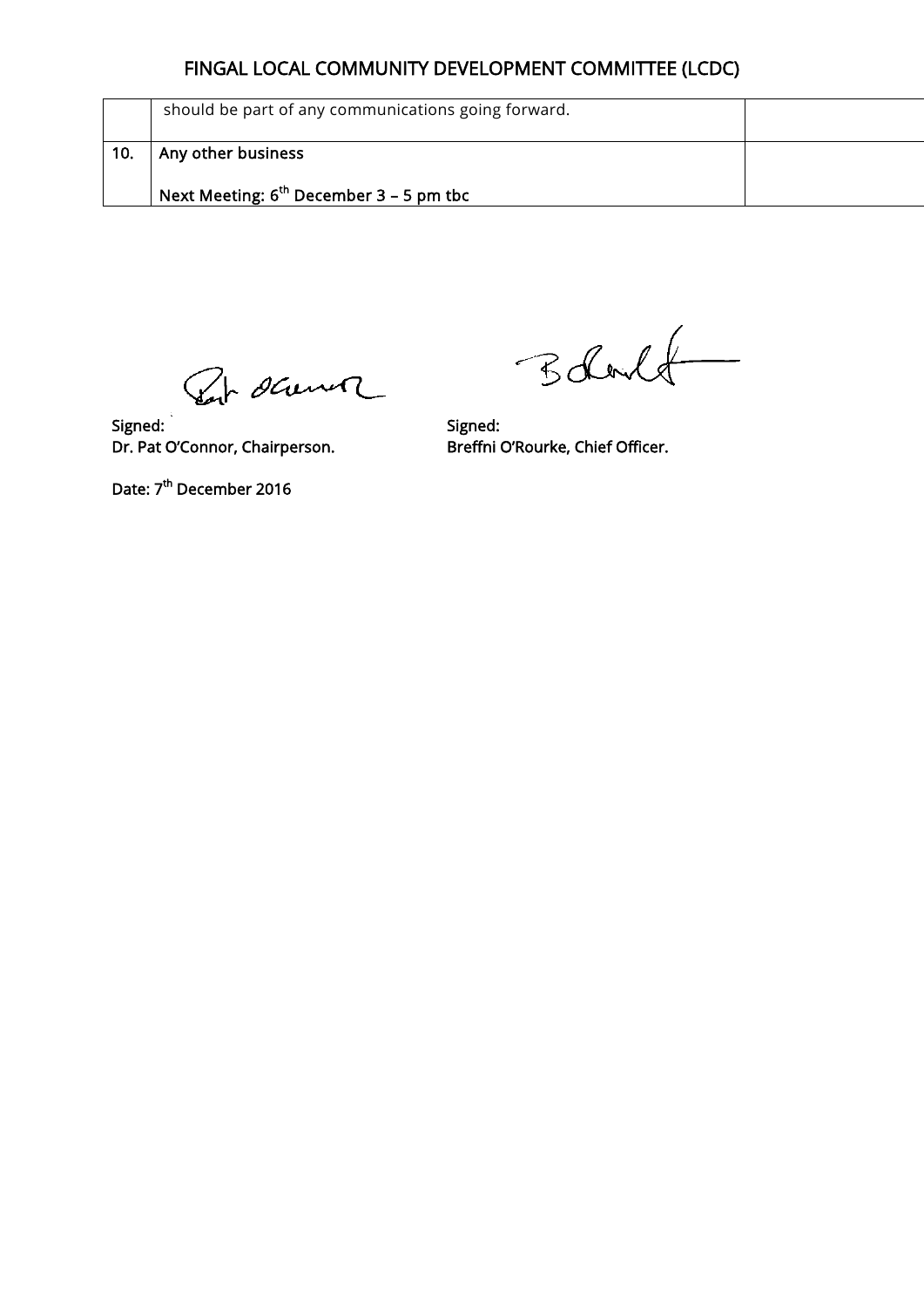| | | |
|---|---|---|
| | should be part of any communications going forward. | |
| 10. | **Any other business**<br><br>**Next Meeting: 6th December 3 – 5 pm tbc** | |

**Signed:**
**Dr. Pat O'Connor, Chairperson.**

**Signed:**
**Breffni O'Rourke, Chief Officer.**

**Date: 7th December 2016**